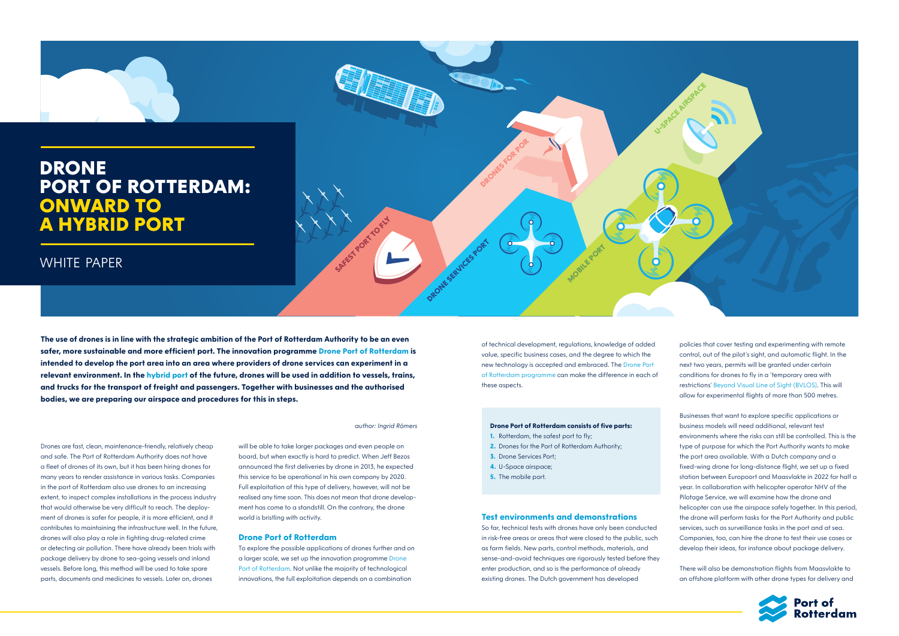# DRONE PORT OF ROTTERDAM: ONWARD TO A HYBRID PORT

WHITE PAPER

**The use of drones is in line with the strategic ambition of the Port of Rotterdam Authority to be an even safer, more sustainable and more efficient port. The innovation programme Drone Port of Rotterdam is intended to develop the port area into an area where providers of drone services can experiment in a relevant environment. In the hybrid port of the future, drones will be used in addition to vessels, trains, and trucks for the transport of freight and passengers. Together with businesses and the authorised bodies, we are preparing our airspace and procedures for this in steps.**

*author: Ingrid Römers*

Drones are fast, clean, maintenance-friendly, relatively cheap and safe. The Port of Rotterdam Authority does not have a fleet of drones of its own, but it has been hiring drones for many years to render assistance in various tasks. Companies in the port of Rotterdam also use drones to an increasing extent, to inspect complex installations in the process industry that would otherwise be very difficult to reach. The deployment of drones is safer for people, it is more efficient, and it contributes to maintaining the infrastructure well. In the future, drones will also play a role in fighting drug-related crime or detecting air pollution. There have already been trials with package delivery by drone to sea-going vessels and inland vessels. Before long, this method will be used to take spare parts, documents and medicines to vessels. Later on, drones will be able to take larger packages and even people on board, but when exactly is hard to predict. When Jeff Bezos announced the first deliveries by drone in 2013, he expected this service to be operational in his own company by 2020. Full exploitation of this type of delivery, however, will not be realised any time soon. This does not mean that drone development has come to a standstill. On the contrary, the drone world is bristling with activity.

### Drone Port of Rotterdam

To explore the possible applications of drones further and on a larger scale, we set up the innovation programme Drone Port of Rotterdam. Not unlike the majority of technological innovations, the full exploitation depends on a combination of technical development, regulations, knowledge of added value, specific business cases, and the degree to which the new technology is accepted and embraced. The Drone Port of Rotterdam programme can make the difference in each of these aspects.

**Drone Port of Rotterdam consists of five parts:**

1. Rotterdam, the safest port to fly;
2. Drones for the Port of Rotterdam Authority;
3. Drone Services Port;
4. U-Space airspace;
5. The mobile port.

### Test environments and demonstrations

So far, technical tests with drones have only been conducted in risk-free areas or areas that were closed to the public, such as farm fields. New parts, control methods, materials, and sense-and-avoid techniques are rigorously tested before they enter production, and so is the performance of already existing drones. The Dutch government has developed policies that cover testing and experimenting with remote control, out of the pilot's sight, and automatic flight. In the next two years, permits will be granted under certain conditions for drones to fly in a 'temporary area with restrictions' Beyond Visual Line of Sight (BVLOS). This will allow for experimental flights of more than 500 metres.

Businesses that want to explore specific applications or business models will need additional, relevant test environments where the risks can still be controlled. This is the type of purpose for which the Port Authority wants to make the port area available. With a Dutch company and a fixed-wing drone for long-distance flight, we set up a fixed station between Europoort and Maasvlakte in 2022 for half a year. In collaboration with helicopter operator NHV of the Pilotage Service, we will examine how the drone and helicopter can use the airspace safely together. In this period, the drone will perform tasks for the Port Authority and public services, such as surveillance tasks in the port and at sea. Companies, too, can hire the drone to test their use cases or develop their ideas, for instance about package delivery.

There will also be demonstration flights from Maasvlakte to an offshore platform with other drone types for delivery and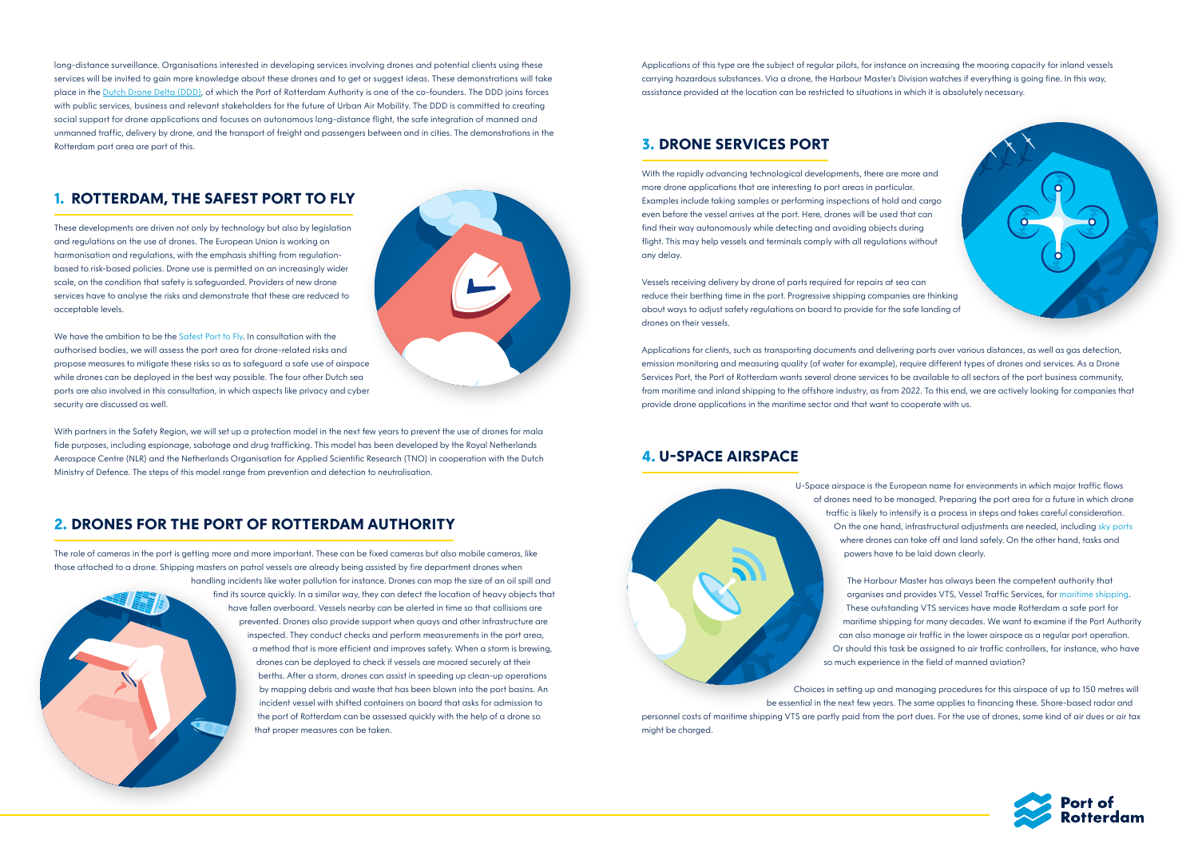long-distance surveillance. Organisations interested in developing services involving drones and potential clients using these services will be invited to gain more knowledge about these drones and to get or suggest ideas. These demonstrations will take place in the Dutch Drone Delta (DDD), of which the Port of Rotterdam Authority is one of the co-founders. The DDD joins forces with public services, business and relevant stakeholders for the future of Urban Air Mobility. The DDD is committed to creating social support for drone applications and focuses on autonomous long-distance flight, the safe integration of manned and unmanned traffic, delivery by drone, and the transport of freight and passengers between and in cities. The demonstrations in the Rotterdam port area are part of this.

## 1. ROTTERDAM, THE SAFEST PORT TO FLY

These developments are driven not only by technology but also by legislation and regulations on the use of drones. The European Union is working on harmonisation and regulations, with the emphasis shifting from regulation-based to risk-based policies. Drone use is permitted on an increasingly wider scale, on the condition that safety is safeguarded. Providers of new drone services have to analyse the risks and demonstrate that these are reduced to acceptable levels.

We have the ambition to be the Safest Port to Fly. In consultation with the authorised bodies, we will assess the port area for drone-related risks and propose measures to mitigate these risks so as to safeguard a safe use of airspace while drones can be deployed in the best way possible. The four other Dutch sea ports are also involved in this consultation, in which aspects like privacy and cyber security are discussed as well.

With partners in the Safety Region, we will set up a protection model in the next few years to prevent the use of drones for mala fide purposes, including espionage, sabotage and drug trafficking. This model has been developed by the Royal Netherlands Aerospace Centre (NLR) and the Netherlands Organisation for Applied Scientific Research (TNO) in cooperation with the Dutch Ministry of Defence. The steps of this model range from prevention and detection to neutralisation.

## 2. DRONES FOR THE PORT OF ROTTERDAM AUTHORITY

The role of cameras in the port is getting more and more important. These can be fixed cameras but also mobile cameras, like those attached to a drone. Shipping masters on patrol vessels are already being assisted by fire department drones when handling incidents like water pollution for instance. Drones can map the size of an oil spill and find its source quickly. In a similar way, they can detect the location of heavy objects that have fallen overboard. Vessels nearby can be alerted in time so that collisions are prevented. Drones also provide support when quays and other infrastructure are inspected. They conduct checks and perform measurements in the port area, a method that is more efficient and improves safety. When a storm is brewing, drones can be deployed to check if vessels are moored securely at their berths. After a storm, drones can assist in speeding up clean-up operations by mapping debris and waste that has been blown into the port basins. An incident vessel with shifted containers on board that asks for admission to the port of Rotterdam can be assessed quickly with the help of a drone so that proper measures can be taken.

Applications of this type are the subject of regular pilots, for instance on increasing the mooring capacity for inland vessels carrying hazardous substances. Via a drone, the Harbour Master's Division watches if everything is going fine. In this way, assistance provided at the location can be restricted to situations in which it is absolutely necessary.

## 3. DRONE SERVICES PORT

With the rapidly advancing technological developments, there are more and more drone applications that are interesting to port areas in particular. Examples include taking samples or performing inspections of hold and cargo even before the vessel arrives at the port. Here, drones will be used that can find their way autonomously while detecting and avoiding objects during flight. This may help vessels and terminals comply with all regulations without any delay.

Vessels receiving delivery by drone of parts required for repairs at sea can reduce their berthing time in the port. Progressive shipping companies are thinking about ways to adjust safety regulations on board to provide for the safe landing of drones on their vessels.

Applications for clients, such as transporting documents and delivering parts over various distances, as well as gas detection, emission monitoring and measuring quality (of water for example), require different types of drones and services. As a Drone Services Port, the Port of Rotterdam wants several drone services to be available to all sectors of the port business community, from maritime and inland shipping to the offshore industry, as from 2022. To this end, we are actively looking for companies that provide drone applications in the maritime sector and that want to cooperate with us.

## 4. U-SPACE AIRSPACE

U-Space airspace is the European name for environments in which major traffic flows of drones need to be managed. Preparing the port area for a future in which drone traffic is likely to intensify is a process in steps and takes careful consideration. On the one hand, infrastructural adjustments are needed, including sky ports where drones can take off and land safely. On the other hand, tasks and powers have to be laid down clearly.

The Harbour Master has always been the competent authority that organises and provides VTS, Vessel Traffic Services, for maritime shipping. These outstanding VTS services have made Rotterdam a safe port for maritime shipping for many decades. We want to examine if the Port Authority can also manage air traffic in the lower airspace as a regular port operation. Or should this task be assigned to air traffic controllers, for instance, who have so much experience in the field of manned aviation?

Choices in setting up and managing procedures for this airspace of up to 150 metres will be essential in the next few years. The same applies to financing these. Shore-based radar and personnel costs of maritime shipping VTS are partly paid from the port dues. For the use of drones, some kind of air dues or air tax might be charged.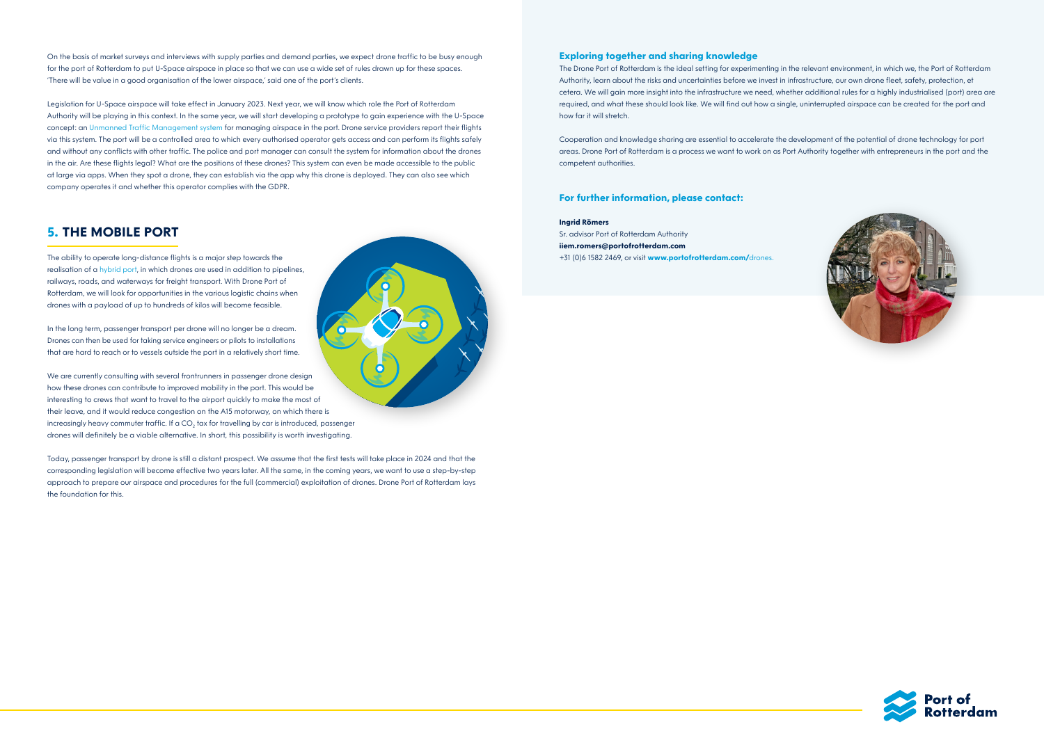On the basis of market surveys and interviews with supply parties and demand parties, we expect drone traffic to be busy enough for the port of Rotterdam to put U-Space airspace in place so that we can use a wide set of rules drawn up for these spaces. 'There will be value in a good organisation of the lower airspace,' said one of the port's clients.

Legislation for U-Space airspace will take effect in January 2023. Next year, we will know which role the Port of Rotterdam Authority will be playing in this context. In the same year, we will start developing a prototype to gain experience with the U-Space concept: an Unmanned Traffic Management system for managing airspace in the port. Drone service providers report their flights via this system. The port will be a controlled area to which every authorised operator gets access and can perform its flights safely and without any conflicts with other traffic. The police and port manager can consult the system for information about the drones in the air. Are these flights legal? What are the positions of these drones? This system can even be made accessible to the public at large via apps. When they spot a drone, they can establish via the app why this drone is deployed. They can also see which company operates it and whether this operator complies with the GDPR.

## 5. THE MOBILE PORT

The ability to operate long-distance flights is a major step towards the realisation of a hybrid port, in which drones are used in addition to pipelines, railways, roads, and waterways for freight transport. With Drone Port of Rotterdam, we will look for opportunities in the various logistic chains when drones with a payload of up to hundreds of kilos will become feasible.

In the long term, passenger transport per drone will no longer be a dream. Drones can then be used for taking service engineers or pilots to installations that are hard to reach or to vessels outside the port in a relatively short time.

We are currently consulting with several frontrunners in passenger drone design how these drones can contribute to improved mobility in the port. This would be interesting to crews that want to travel to the airport quickly to make the most of their leave, and it would reduce congestion on the A15 motorway, on which there is increasingly heavy commuter traffic. If a $CO_2$ tax for travelling by car is introduced, passenger drones will definitely be a viable alternative. In short, this possibility is worth investigating.

Today, passenger transport by drone is still a distant prospect. We assume that the first tests will take place in 2024 and that the corresponding legislation will become effective two years later. All the same, in the coming years, we want to use a step-by-step approach to prepare our airspace and procedures for the full (commercial) exploitation of drones. Drone Port of Rotterdam lays the foundation for this.

### Exploring together and sharing knowledge

The Drone Port of Rotterdam is the ideal setting for experimenting in the relevant environment, in which we, the Port of Rotterdam Authority, learn about the risks and uncertainties before we invest in infrastructure, our own drone fleet, safety, protection, et cetera. We will gain more insight into the infrastructure we need, whether additional rules for a highly industrialised (port) area are required, and what these should look like. We will find out how a single, uninterrupted airspace can be created for the port and how far it will stretch.

Cooperation and knowledge sharing are essential to accelerate the development of the potential of drone technology for port areas. Drone Port of Rotterdam is a process we want to work on as Port Authority together with entrepreneurs in the port and the competent authorities.

### For further information, please contact:

**Ingrid Römers**
Sr. advisor Port of Rotterdam Authority
**iiem.romers@portofrotterdam.com**
+31 (0)6 1582 2469, or visit **www.portofrotterdam.com/**drones.

Port of Rotterdam